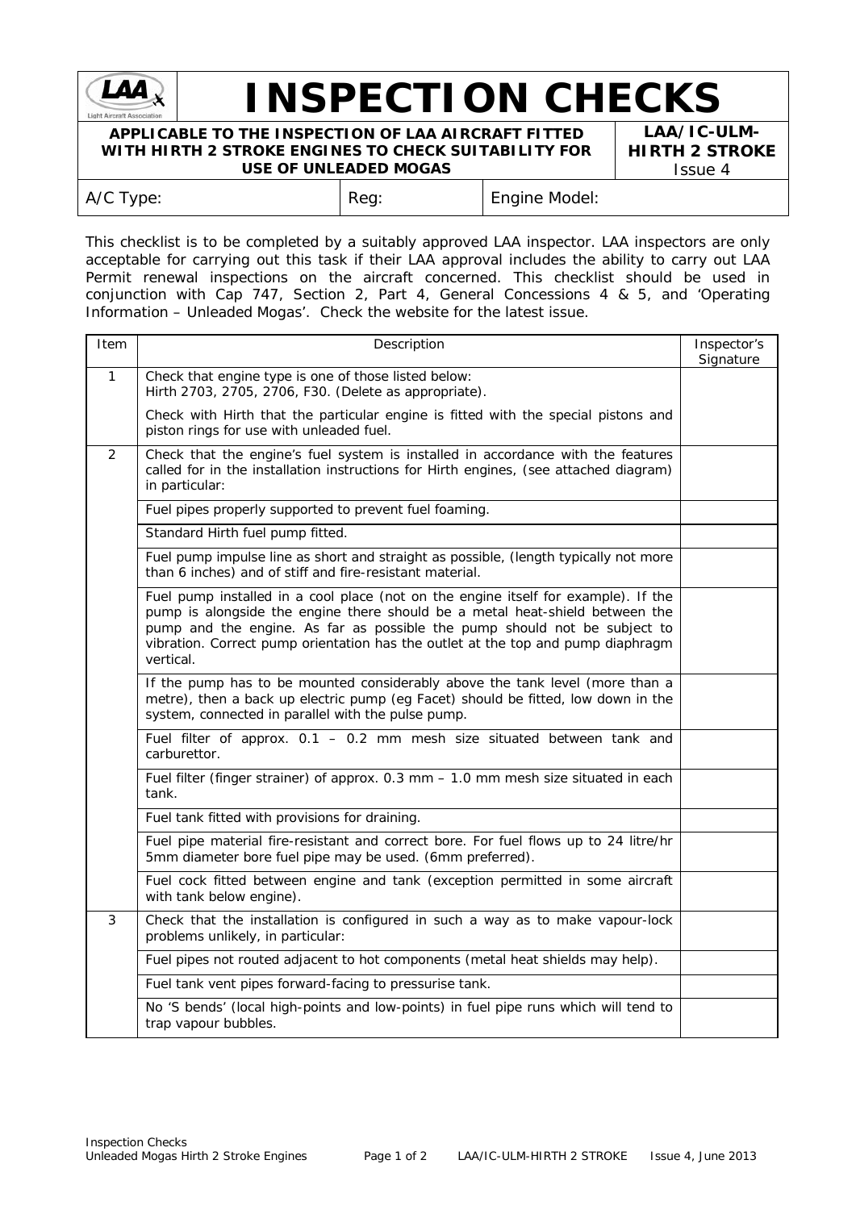# INSPECTION CHECKS

**APPLICABLE TO THE INSPECTION OF LAA AIRCRAFT FITTED WITH HIRTH 2 STROKE ENGINES TO CHECK SUITABILITY FOR USE OF UNLEADED MOGAS**

**LAA/IC-ULM-HIRTH 2 STROKE**
Issue 4

| A/C Type: | Reg: | Engine Model: |
|---|---|---|

This checklist is to be completed by a suitably approved LAA inspector. LAA inspectors are only acceptable for carrying out this task if their LAA approval includes the ability to carry out LAA Permit renewal inspections on the aircraft concerned. This checklist should be used in conjunction with Cap 747, Section 2, Part 4, General Concessions 4 & 5, and 'Operating Information – Unleaded Mogas'. Check the website for the latest issue.

| Item | Description | Inspector's Signature |
|---|---|---|
| 1 | Check that engine type is one of those listed below: Hirth 2703, 2705, 2706, F30. (Delete as appropriate). Check with Hirth that the particular engine is fitted with the special pistons and piston rings for use with unleaded fuel. | |
| 2 | Check that the engine's fuel system is installed in accordance with the features called for in the installation instructions for Hirth engines, (see attached diagram) in particular: | |
| | Fuel pipes properly supported to prevent fuel foaming. | |
| | Standard Hirth fuel pump fitted. | |
| | Fuel pump impulse line as short and straight as possible, (length typically not more than 6 inches) and of stiff and fire-resistant material. | |
| | Fuel pump installed in a cool place (not on the engine itself for example). If the pump is alongside the engine there should be a metal heat-shield between the pump and the engine. As far as possible the pump should not be subject to vibration. Correct pump orientation has the outlet at the top and pump diaphragm vertical. | |
| | If the pump has to be mounted considerably above the tank level (more than a metre), then a back up electric pump (eg Facet) should be fitted, low down in the system, connected in parallel with the pulse pump. | |
| | Fuel filter of approx. 0.1 – 0.2 mm mesh size situated between tank and carburettor. | |
| | Fuel filter (finger strainer) of approx. 0.3 mm – 1.0 mm mesh size situated in each tank. | |
| | Fuel tank fitted with provisions for draining. | |
| | Fuel pipe material fire-resistant and correct bore. For fuel flows up to 24 litre/hr 5mm diameter bore fuel pipe may be used. (6mm preferred). | |
| | Fuel cock fitted between engine and tank (exception permitted in some aircraft with tank below engine). | |
| 3 | Check that the installation is configured in such a way as to make vapour-lock problems unlikely, in particular: | |
| | Fuel pipes not routed adjacent to hot components (metal heat shields may help). | |
| | Fuel tank vent pipes forward-facing to pressurise tank. | |
| | No 'S bends' (local high-points and low-points) in fuel pipe runs which will tend to trap vapour bubbles. | |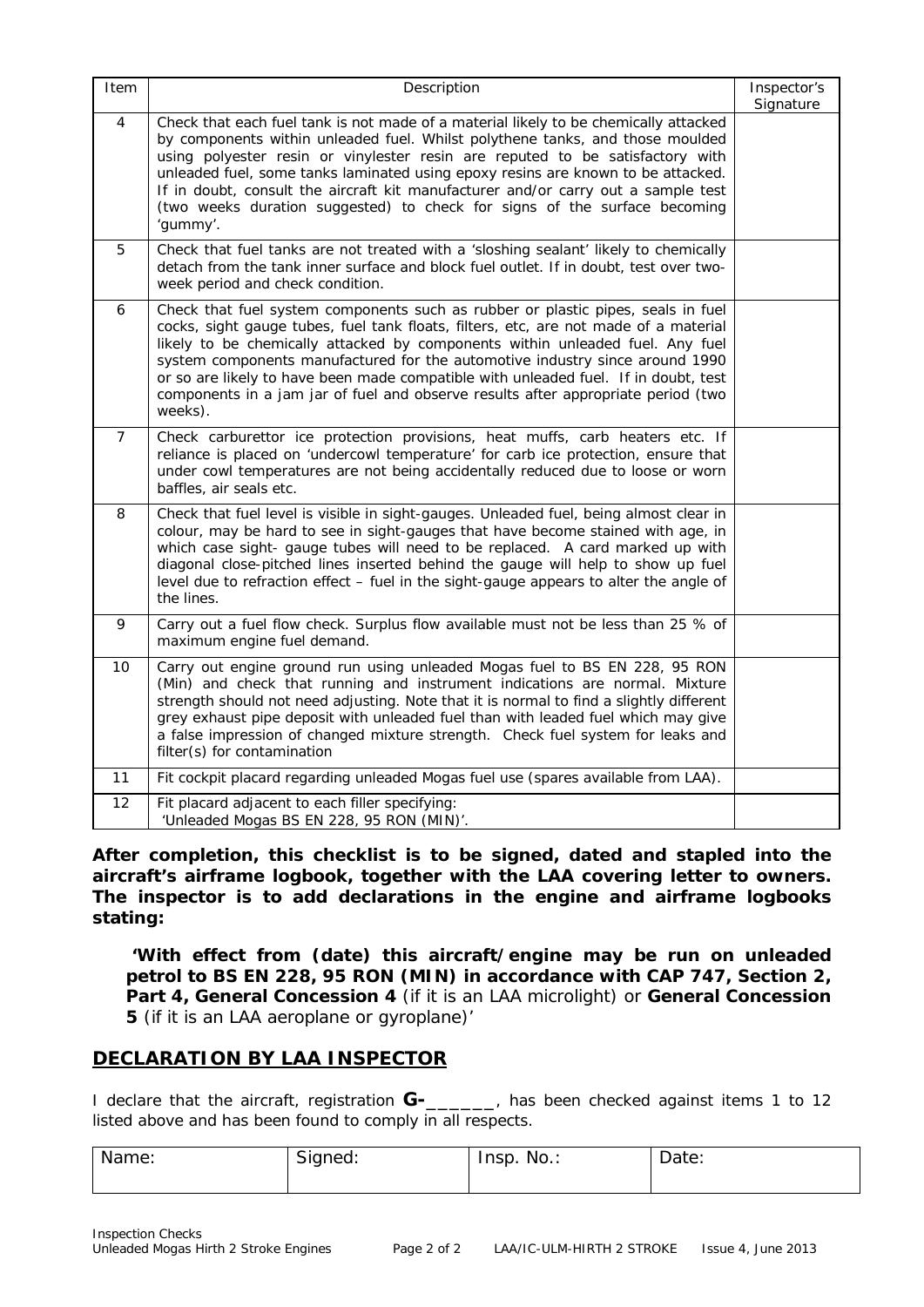| Item | Description | Inspector's Signature |
|---|---|---|
| 4 | Check that each fuel tank is not made of a material likely to be chemically attacked by components within unleaded fuel. Whilst polythene tanks, and those moulded using polyester resin or vinylester resin are reputed to be satisfactory with unleaded fuel, some tanks laminated using epoxy resins are known to be attacked. If in doubt, consult the aircraft kit manufacturer and/or carry out a sample test (two weeks duration suggested) to check for signs of the surface becoming 'gummy'. | |
| 5 | Check that fuel tanks are not treated with a 'sloshing sealant' likely to chemically detach from the tank inner surface and block fuel outlet. If in doubt, test over two-week period and check condition. | |
| 6 | Check that fuel system components such as rubber or plastic pipes, seals in fuel cocks, sight gauge tubes, fuel tank floats, filters, etc, are not made of a material likely to be chemically attacked by components within unleaded fuel. Any fuel system components manufactured for the automotive industry since around 1990 or so are likely to have been made compatible with unleaded fuel. If in doubt, test components in a jam jar of fuel and observe results after appropriate period (two weeks). | |
| 7 | Check carburettor ice protection provisions, heat muffs, carb heaters etc. If reliance is placed on 'undercowl temperature' for carb ice protection, ensure that under cowl temperatures are not being accidentally reduced due to loose or worn baffles, air seals etc. | |
| 8 | Check that fuel level is visible in sight-gauges. Unleaded fuel, being almost clear in colour, may be hard to see in sight-gauges that have become stained with age, in which case sight- gauge tubes will need to be replaced. A card marked up with diagonal close-pitched lines inserted behind the gauge will help to show up fuel level due to refraction effect – fuel in the sight-gauge appears to alter the angle of the lines. | |
| 9 | Carry out a fuel flow check. Surplus flow available must not be less than 25 % of maximum engine fuel demand. | |
| 10 | Carry out engine ground run using unleaded Mogas fuel to BS EN 228, 95 RON (Min) and check that running and instrument indications are normal. Mixture strength should not need adjusting. Note that it is normal to find a slightly different grey exhaust pipe deposit with unleaded fuel than with leaded fuel which may give a false impression of changed mixture strength. Check fuel system for leaks and filter(s) for contamination | |
| 11 | Fit cockpit placard regarding unleaded Mogas fuel use (spares available from LAA). | |
| 12 | Fit placard adjacent to each filler specifying: 'Unleaded Mogas BS EN 228, 95 RON (MIN)'. | |

**After completion, this checklist is to be signed, dated and stapled into the aircraft's airframe logbook, together with the LAA covering letter to owners. The inspector is to add declarations in the engine and airframe logbooks stating:**

**'With effect from (date) this aircraft/engine may be run on unleaded petrol to BS EN 228, 95 RON (MIN) in accordance with CAP 747, Section 2, Part 4, General Concession 4** (if it is an LAA microlight) or **General Concession 5** (if it is an LAA aeroplane or gyroplane)'

## DECLARATION BY LAA INSPECTOR

I declare that the aircraft, registration **G-**______, has been checked against items 1 to 12 listed above and has been found to comply in all respects.

| Name: | Signed: | Insp. No.: | Date: |
|---|---|---|---|
| | | | |